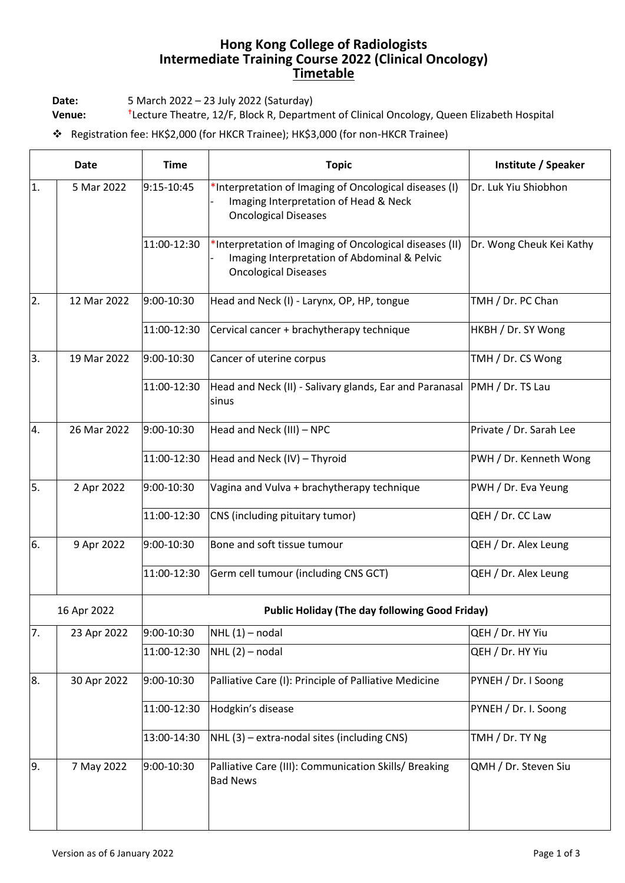# Hong Kong College of Radiologists
# Intermediate Training Course 2022 (Clinical Oncology)
# Timetable

**Date:** 5 March 2022 – 23 July 2022 (Saturday)

**Venue:** †Lecture Theatre, 12/F, Block R, Department of Clinical Oncology, Queen Elizabeth Hospital

❖ Registration fee: HK$2,000 (for HKCR Trainee); HK$3,000 (for non-HKCR Trainee)

| Date | | Time | Topic | Institute / Speaker |
|---|---|---|---|---|
| 1. | 5 Mar 2022 | 9:15-10:45 | *Interpretation of Imaging of Oncological diseases (I)<br>- Imaging Interpretation of Head & Neck Oncological Diseases | Dr. Luk Yiu Shiobhon |
| | | 11:00-12:30 | *Interpretation of Imaging of Oncological diseases (II)<br>- Imaging Interpretation of Abdominal & Pelvic Oncological Diseases | Dr. Wong Cheuk Kei Kathy |
| 2. | 12 Mar 2022 | 9:00-10:30 | Head and Neck (I) - Larynx, OP, HP, tongue | TMH / Dr. PC Chan |
| | | 11:00-12:30 | Cervical cancer + brachytherapy technique | HKBH / Dr. SY Wong |
| 3. | 19 Mar 2022 | 9:00-10:30 | Cancer of uterine corpus | TMH / Dr. CS Wong |
| | | 11:00-12:30 | Head and Neck (II) - Salivary glands, Ear and Paranasal sinus | PMH / Dr. TS Lau |
| 4. | 26 Mar 2022 | 9:00-10:30 | Head and Neck (III) – NPC | Private / Dr. Sarah Lee |
| | | 11:00-12:30 | Head and Neck (IV) – Thyroid | PWH / Dr. Kenneth Wong |
| 5. | 2 Apr 2022 | 9:00-10:30 | Vagina and Vulva + brachytherapy technique | PWH / Dr. Eva Yeung |
| | | 11:00-12:30 | CNS (including pituitary tumor) | QEH / Dr. CC Law |
| 6. | 9 Apr 2022 | 9:00-10:30 | Bone and soft tissue tumour | QEH / Dr. Alex Leung |
| | | 11:00-12:30 | Germ cell tumour (including CNS GCT) | QEH / Dr. Alex Leung |
| 16 Apr 2022 | | **Public Holiday (The day following Good Friday)** | | |
| 7. | 23 Apr 2022 | 9:00-10:30 | NHL (1) – nodal | QEH / Dr. HY Yiu |
| | | 11:00-12:30 | NHL (2) – nodal | QEH / Dr. HY Yiu |
| 8. | 30 Apr 2022 | 9:00-10:30 | Palliative Care (I): Principle of Palliative Medicine | PYNEH / Dr. I Soong |
| | | 11:00-12:30 | Hodgkin's disease | PYNEH / Dr. I. Soong |
| | | 13:00-14:30 | NHL (3) – extra-nodal sites (including CNS) | TMH / Dr. TY Ng |
| 9. | 7 May 2022 | 9:00-10:30 | Palliative Care (III): Communication Skills/ Breaking Bad News | QMH / Dr. Steven Siu |

Version as of 6 January 2022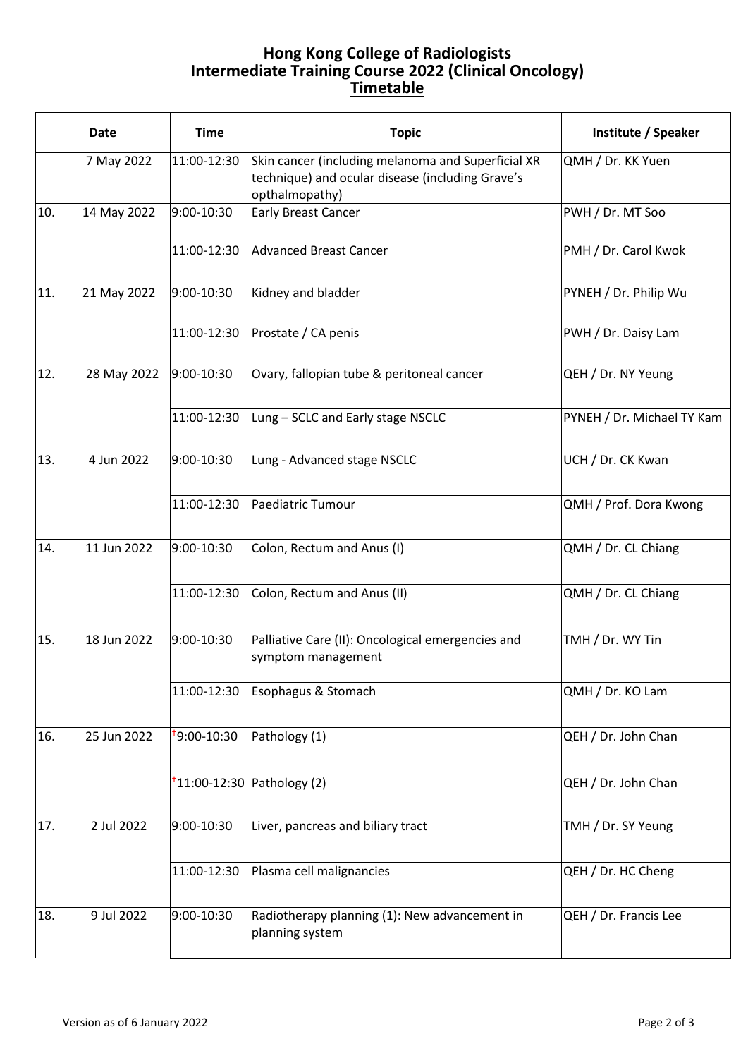# Hong Kong College of Radiologists
# Intermediate Training Course 2022 (Clinical Oncology)
## Timetable

| | Date | Time | Topic | Institute / Speaker |
|---|---|---|---|---|
| | 7 May 2022 | 11:00-12:30 | Skin cancer (including melanoma and Superficial XR technique) and ocular disease (including Grave's opthalmopathy) | QMH / Dr. KK Yuen |
| 10. | 14 May 2022 | 9:00-10:30 | Early Breast Cancer | PWH / Dr. MT Soo |
| | | 11:00-12:30 | Advanced Breast Cancer | PMH / Dr. Carol Kwok |
| 11. | 21 May 2022 | 9:00-10:30 | Kidney and bladder | PYNEH / Dr. Philip Wu |
| | | 11:00-12:30 | Prostate / CA penis | PWH / Dr. Daisy Lam |
| 12. | 28 May 2022 | 9:00-10:30 | Ovary, fallopian tube & peritoneal cancer | QEH / Dr. NY Yeung |
| | | 11:00-12:30 | Lung – SCLC and Early stage NSCLC | PYNEH / Dr. Michael TY Kam |
| 13. | 4 Jun 2022 | 9:00-10:30 | Lung - Advanced stage NSCLC | UCH / Dr. CK Kwan |
| | | 11:00-12:30 | Paediatric Tumour | QMH / Prof. Dora Kwong |
| 14. | 11 Jun 2022 | 9:00-10:30 | Colon, Rectum and Anus (I) | QMH / Dr. CL Chiang |
| | | 11:00-12:30 | Colon, Rectum and Anus (II) | QMH / Dr. CL Chiang |
| 15. | 18 Jun 2022 | 9:00-10:30 | Palliative Care (II): Oncological emergencies and symptom management | TMH / Dr. WY Tin |
| | | 11:00-12:30 | Esophagus & Stomach | QMH / Dr. KO Lam |
| 16. | 25 Jun 2022 | †9:00-10:30 | Pathology (1) | QEH / Dr. John Chan |
| | | †11:00-12:30 | Pathology (2) | QEH / Dr. John Chan |
| 17. | 2 Jul 2022 | 9:00-10:30 | Liver, pancreas and biliary tract | TMH / Dr. SY Yeung |
| | | 11:00-12:30 | Plasma cell malignancies | QEH / Dr. HC Cheng |
| 18. | 9 Jul 2022 | 9:00-10:30 | Radiotherapy planning (1): New advancement in planning system | QEH / Dr. Francis Lee |

Version as of 6 January 2022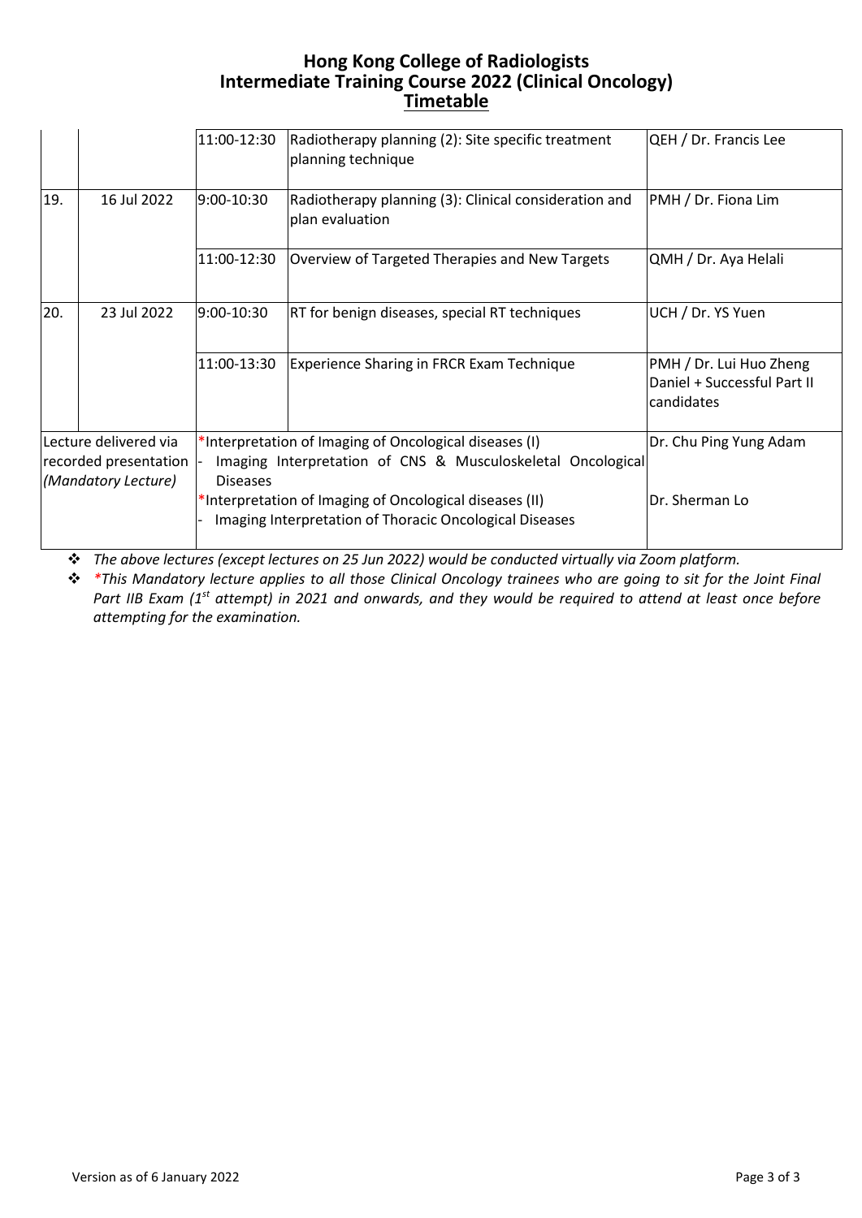# Hong Kong College of Radiologists
# Intermediate Training Course 2022 (Clinical Oncology)
## Timetable

| | | | | |
|---|---|---|---|---|
| | | 11:00-12:30 | Radiotherapy planning (2): Site specific treatment planning technique | QEH / Dr. Francis Lee |
| 19. | 16 Jul 2022 | 9:00-10:30 | Radiotherapy planning (3): Clinical consideration and plan evaluation | PMH / Dr. Fiona Lim |
| | | 11:00-12:30 | Overview of Targeted Therapies and New Targets | QMH / Dr. Aya Helali |
| 20. | 23 Jul 2022 | 9:00-10:30 | RT for benign diseases, special RT techniques | UCH / Dr. YS Yuen |
| | | 11:00-13:30 | Experience Sharing in FRCR Exam Technique | PMH / Dr. Lui Huo Zheng Daniel + Successful Part II candidates |
| Lecture delivered via recorded presentation *(Mandatory Lecture)* | | *Interpretation of Imaging of Oncological diseases (I)<br>- Imaging Interpretation of CNS & Musculoskeletal Oncological Diseases | | Dr. Chu Ping Yung Adam |
| | | *Interpretation of Imaging of Oncological diseases (II)<br>- Imaging Interpretation of Thoracic Oncological Diseases | | Dr. Sherman Lo |

- *The above lectures (except lectures on 25 Jun 2022) would be conducted virtually via Zoom platform.*
- *\*This Mandatory lecture applies to all those Clinical Oncology trainees who are going to sit for the Joint Final Part IIB Exam (1st attempt) in 2021 and onwards, and they would be required to attend at least once before attempting for the examination.*

Version as of 6 January 2022